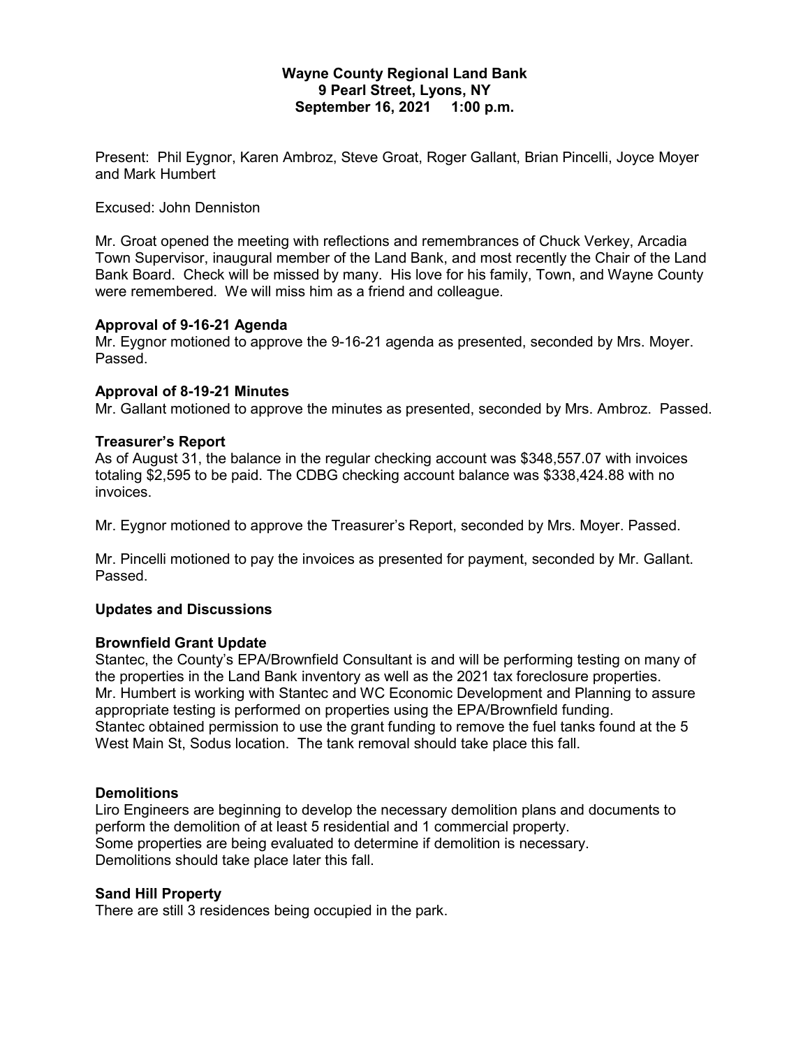**Wayne County Regional Land Bank**
**9 Pearl Street, Lyons, NY**
**September 16, 2021 1:00 p.m.**

Present: Phil Eygnor, Karen Ambroz, Steve Groat, Roger Gallant, Brian Pincelli, Joyce Moyer and Mark Humbert

Excused: John Denniston

Mr. Groat opened the meeting with reflections and remembrances of Chuck Verkey, Arcadia Town Supervisor, inaugural member of the Land Bank, and most recently the Chair of the Land Bank Board. Check will be missed by many. His love for his family, Town, and Wayne County were remembered. We will miss him as a friend and colleague.

**Approval of 9-16-21 Agenda**

Mr. Eygnor motioned to approve the 9-16-21 agenda as presented, seconded by Mrs. Moyer. Passed.

**Approval of 8-19-21 Minutes**

Mr. Gallant motioned to approve the minutes as presented, seconded by Mrs. Ambroz. Passed.

**Treasurer's Report**

As of August 31, the balance in the regular checking account was $348,557.07 with invoices totaling $2,595 to be paid. The CDBG checking account balance was $338,424.88 with no invoices.

Mr. Eygnor motioned to approve the Treasurer's Report, seconded by Mrs. Moyer. Passed.

Mr. Pincelli motioned to pay the invoices as presented for payment, seconded by Mr. Gallant. Passed.

**Updates and Discussions**

**Brownfield Grant Update**

Stantec, the County's EPA/Brownfield Consultant is and will be performing testing on many of the properties in the Land Bank inventory as well as the 2021 tax foreclosure properties. Mr. Humbert is working with Stantec and WC Economic Development and Planning to assure appropriate testing is performed on properties using the EPA/Brownfield funding. Stantec obtained permission to use the grant funding to remove the fuel tanks found at the 5 West Main St, Sodus location. The tank removal should take place this fall.

**Demolitions**

Liro Engineers are beginning to develop the necessary demolition plans and documents to perform the demolition of at least 5 residential and 1 commercial property. Some properties are being evaluated to determine if demolition is necessary. Demolitions should take place later this fall.

**Sand Hill Property**

There are still 3 residences being occupied in the park.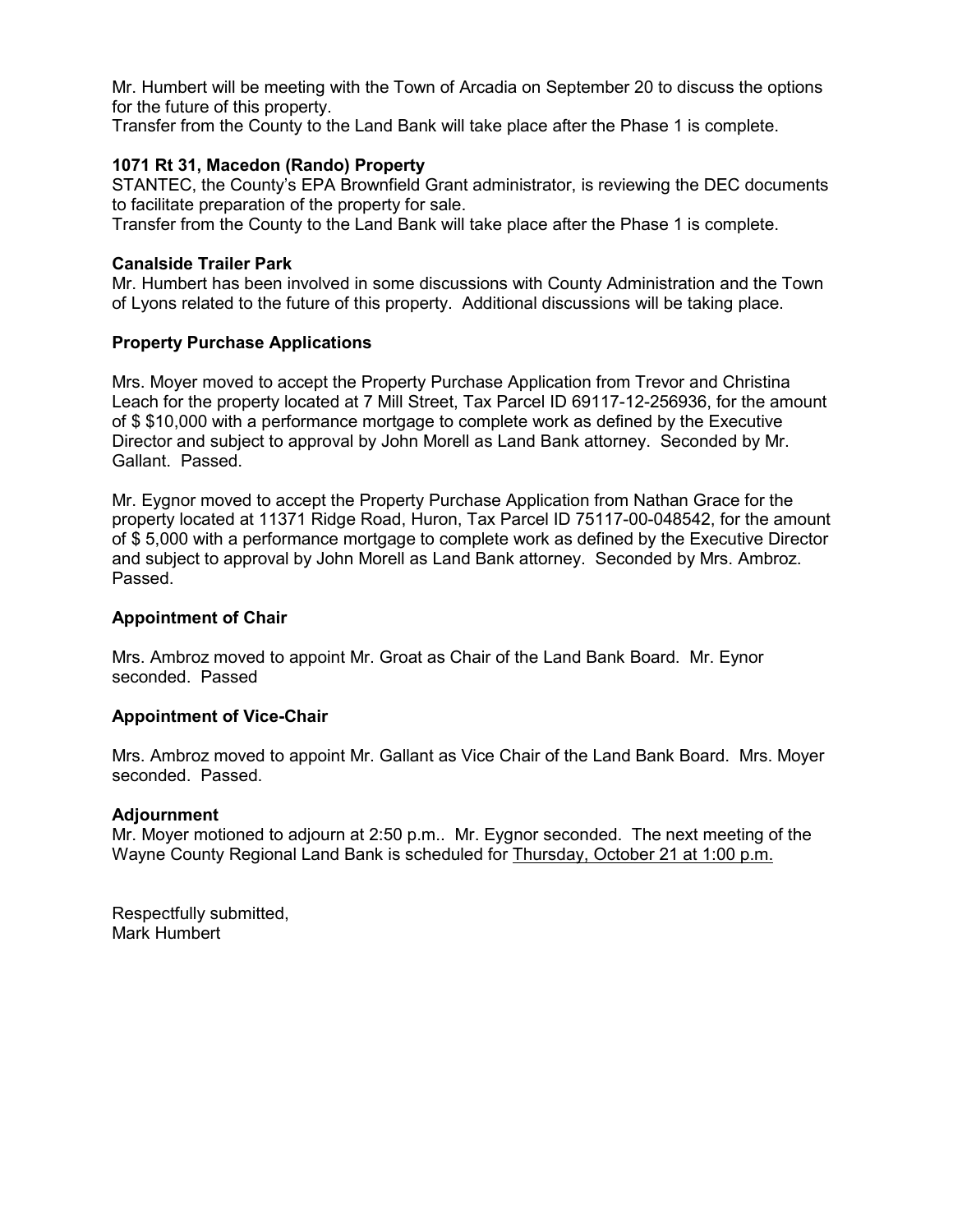Mr. Humbert will be meeting with the Town of Arcadia on September 20 to discuss the options for the future of this property.
Transfer from the County to the Land Bank will take place after the Phase 1 is complete.

**1071 Rt 31, Macedon (Rando) Property**
STANTEC, the County's EPA Brownfield Grant administrator, is reviewing the DEC documents to facilitate preparation of the property for sale.
Transfer from the County to the Land Bank will take place after the Phase 1 is complete.

**Canalside Trailer Park**
Mr. Humbert has been involved in some discussions with County Administration and the Town of Lyons related to the future of this property. Additional discussions will be taking place.

**Property Purchase Applications**

Mrs. Moyer moved to accept the Property Purchase Application from Trevor and Christina Leach for the property located at 7 Mill Street, Tax Parcel ID 69117-12-256936, for the amount of $ $10,000 with a performance mortgage to complete work as defined by the Executive Director and subject to approval by John Morell as Land Bank attorney. Seconded by Mr. Gallant. Passed.

Mr. Eygnor moved to accept the Property Purchase Application from Nathan Grace for the property located at 11371 Ridge Road, Huron, Tax Parcel ID 75117-00-048542, for the amount of $ 5,000 with a performance mortgage to complete work as defined by the Executive Director and subject to approval by John Morell as Land Bank attorney. Seconded by Mrs. Ambroz. Passed.

**Appointment of Chair**

Mrs. Ambroz moved to appoint Mr. Groat as Chair of the Land Bank Board. Mr. Eynor seconded. Passed

**Appointment of Vice-Chair**

Mrs. Ambroz moved to appoint Mr. Gallant as Vice Chair of the Land Bank Board. Mrs. Moyer seconded. Passed.

**Adjournment**
Mr. Moyer motioned to adjourn at 2:50 p.m.. Mr. Eygnor seconded. The next meeting of the Wayne County Regional Land Bank is scheduled for Thursday, October 21 at 1:00 p.m.

Respectfully submitted,
Mark Humbert